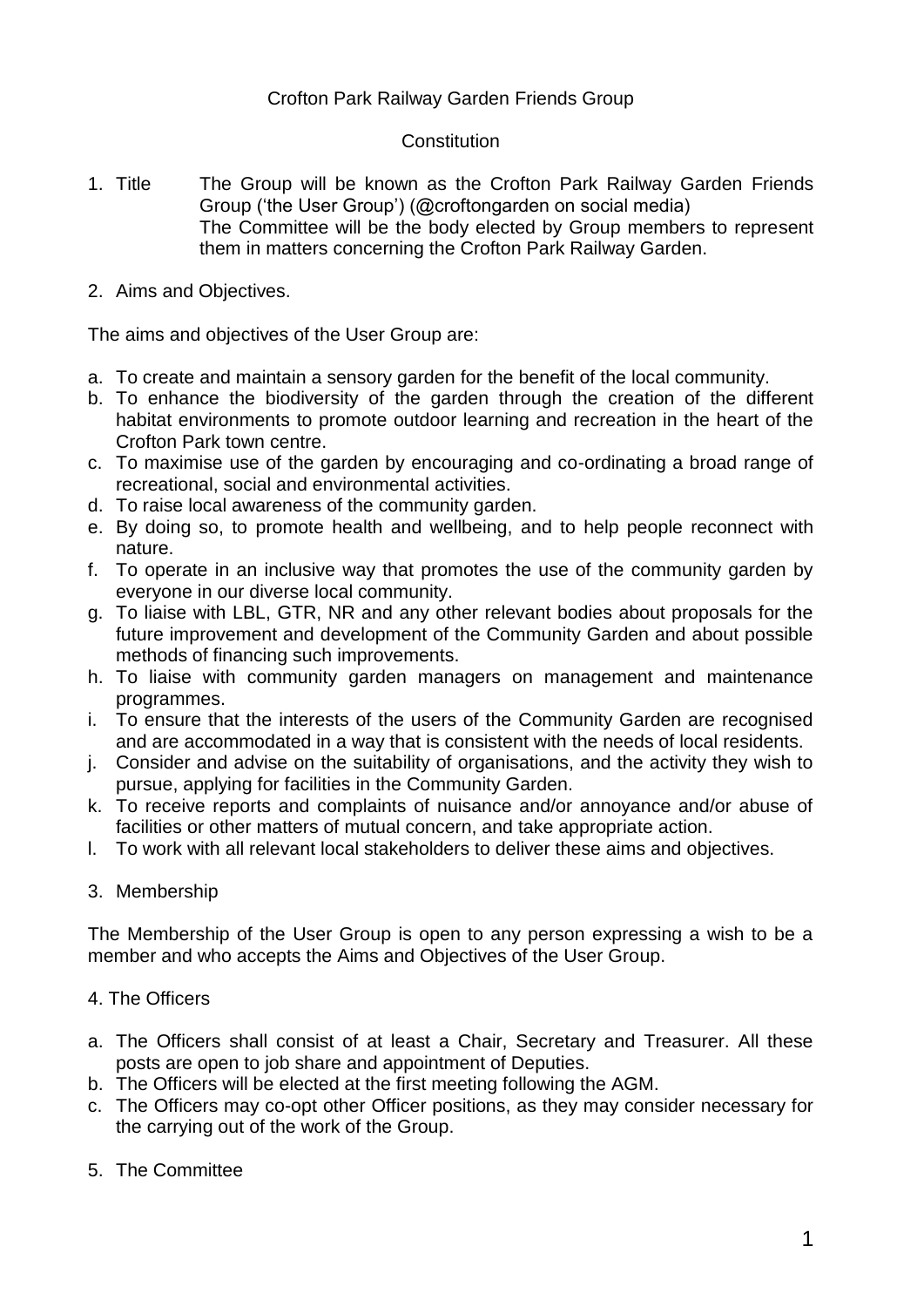Crofton Park Railway Garden Friends Group

Constitution

1. Title The Group will be known as the Crofton Park Railway Garden Friends Group ('the User Group') (@croftongarden on social media)
   The Committee will be the body elected by Group members to represent them in matters concerning the Crofton Park Railway Garden.

2. Aims and Objectives.

The aims and objectives of the User Group are:

a. To create and maintain a sensory garden for the benefit of the local community.
b. To enhance the biodiversity of the garden through the creation of the different habitat environments to promote outdoor learning and recreation in the heart of the Crofton Park town centre.
c. To maximise use of the garden by encouraging and co-ordinating a broad range of recreational, social and environmental activities.
d. To raise local awareness of the community garden.
e. By doing so, to promote health and wellbeing, and to help people reconnect with nature.
f. To operate in an inclusive way that promotes the use of the community garden by everyone in our diverse local community.
g. To liaise with LBL, GTR, NR and any other relevant bodies about proposals for the future improvement and development of the Community Garden and about possible methods of financing such improvements.
h. To liaise with community garden managers on management and maintenance programmes.
i. To ensure that the interests of the users of the Community Garden are recognised and are accommodated in a way that is consistent with the needs of local residents.
j. Consider and advise on the suitability of organisations, and the activity they wish to pursue, applying for facilities in the Community Garden.
k. To receive reports and complaints of nuisance and/or annoyance and/or abuse of facilities or other matters of mutual concern, and take appropriate action.
l. To work with all relevant local stakeholders to deliver these aims and objectives.

3. Membership

The Membership of the User Group is open to any person expressing a wish to be a member and who accepts the Aims and Objectives of the User Group.

4. The Officers

a. The Officers shall consist of at least a Chair, Secretary and Treasurer. All these posts are open to job share and appointment of Deputies.
b. The Officers will be elected at the first meeting following the AGM.
c. The Officers may co-opt other Officer positions, as they may consider necessary for the carrying out of the work of the Group.

5. The Committee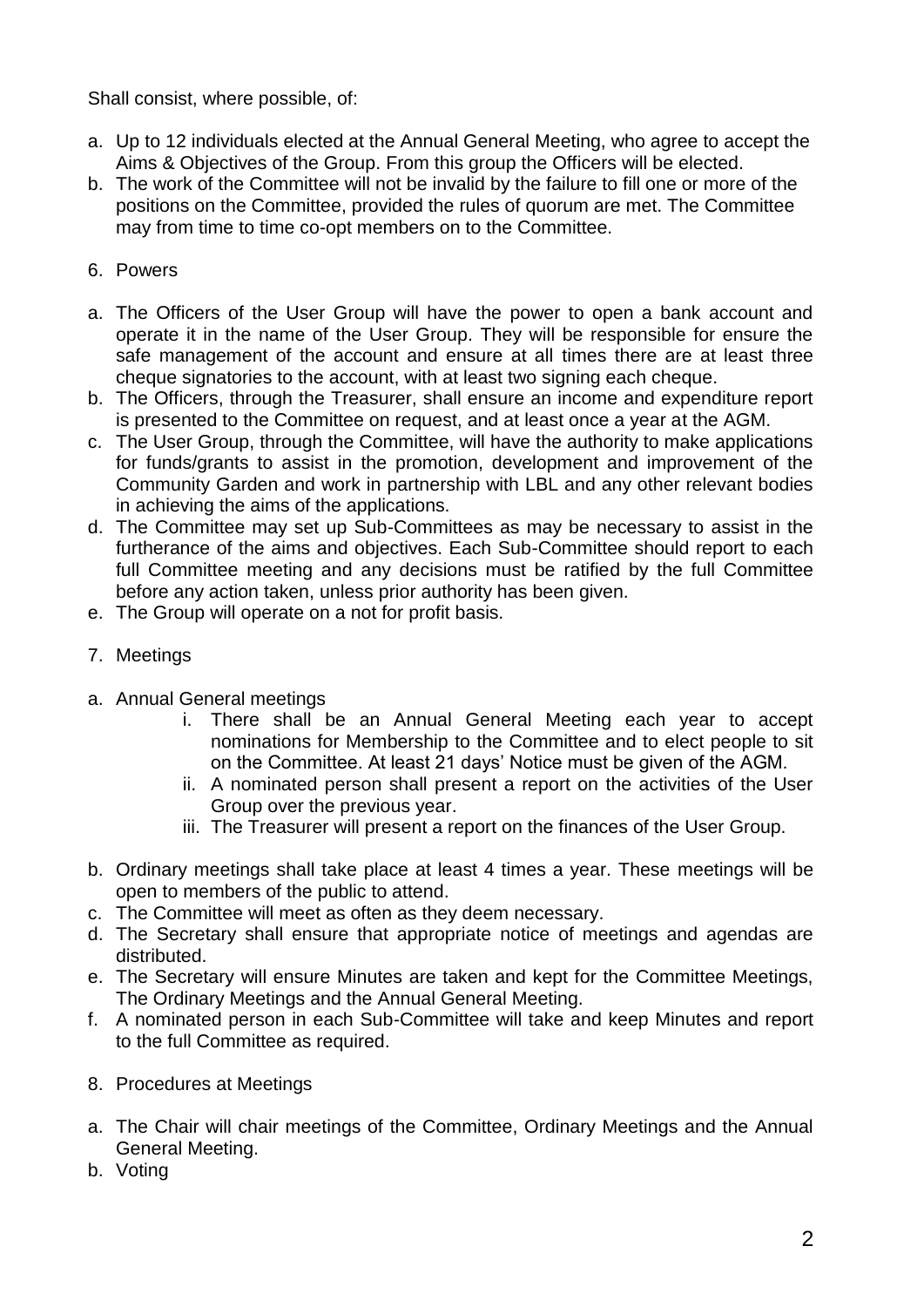Shall consist, where possible, of:

a. Up to 12 individuals elected at the Annual General Meeting, who agree to accept the Aims & Objectives of the Group. From this group the Officers will be elected.
b. The work of the Committee will not be invalid by the failure to fill one or more of the positions on the Committee, provided the rules of quorum are met. The Committee may from time to time co-opt members on to the Committee.

6. Powers

a. The Officers of the User Group will have the power to open a bank account and operate it in the name of the User Group. They will be responsible for ensure the safe management of the account and ensure at all times there are at least three cheque signatories to the account, with at least two signing each cheque.
b. The Officers, through the Treasurer, shall ensure an income and expenditure report is presented to the Committee on request, and at least once a year at the AGM.
c. The User Group, through the Committee, will have the authority to make applications for funds/grants to assist in the promotion, development and improvement of the Community Garden and work in partnership with LBL and any other relevant bodies in achieving the aims of the applications.
d. The Committee may set up Sub-Committees as may be necessary to assist in the furtherance of the aims and objectives. Each Sub-Committee should report to each full Committee meeting and any decisions must be ratified by the full Committee before any action taken, unless prior authority has been given.
e. The Group will operate on a not for profit basis.

7. Meetings

a. Annual General meetings
    i. There shall be an Annual General Meeting each year to accept nominations for Membership to the Committee and to elect people to sit on the Committee. At least 21 days' Notice must be given of the AGM.
    ii. A nominated person shall present a report on the activities of the User Group over the previous year.
    iii. The Treasurer will present a report on the finances of the User Group.

b. Ordinary meetings shall take place at least 4 times a year. These meetings will be open to members of the public to attend.
c. The Committee will meet as often as they deem necessary.
d. The Secretary shall ensure that appropriate notice of meetings and agendas are distributed.
e. The Secretary will ensure Minutes are taken and kept for the Committee Meetings, The Ordinary Meetings and the Annual General Meeting.
f. A nominated person in each Sub-Committee will take and keep Minutes and report to the full Committee as required.

8. Procedures at Meetings

a. The Chair will chair meetings of the Committee, Ordinary Meetings and the Annual General Meeting.
b. Voting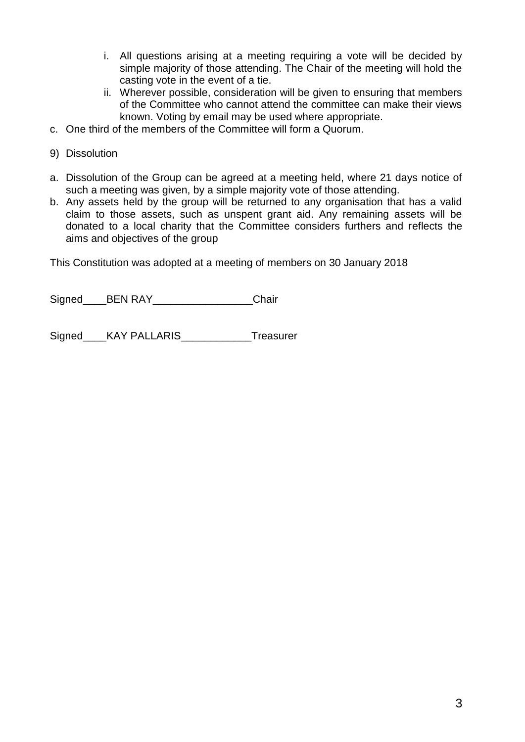i. All questions arising at a meeting requiring a vote will be decided by simple majority of those attending. The Chair of the meeting will hold the casting vote in the event of a tie.
ii. Wherever possible, consideration will be given to ensuring that members of the Committee who cannot attend the committee can make their views known. Voting by email may be used where appropriate.

c. One third of the members of the Committee will form a Quorum.

9) Dissolution

a. Dissolution of the Group can be agreed at a meeting held, where 21 days notice of such a meeting was given, by a simple majority vote of those attending.
b. Any assets held by the group will be returned to any organisation that has a valid claim to those assets, such as unspent grant aid. Any remaining assets will be donated to a local charity that the Committee considers furthers and reflects the aims and objectives of the group

This Constitution was adopted at a meeting of members on 30 January 2018

Signed____BEN RAY_________________Chair

Signed____KAY PALLARIS____________Treasurer